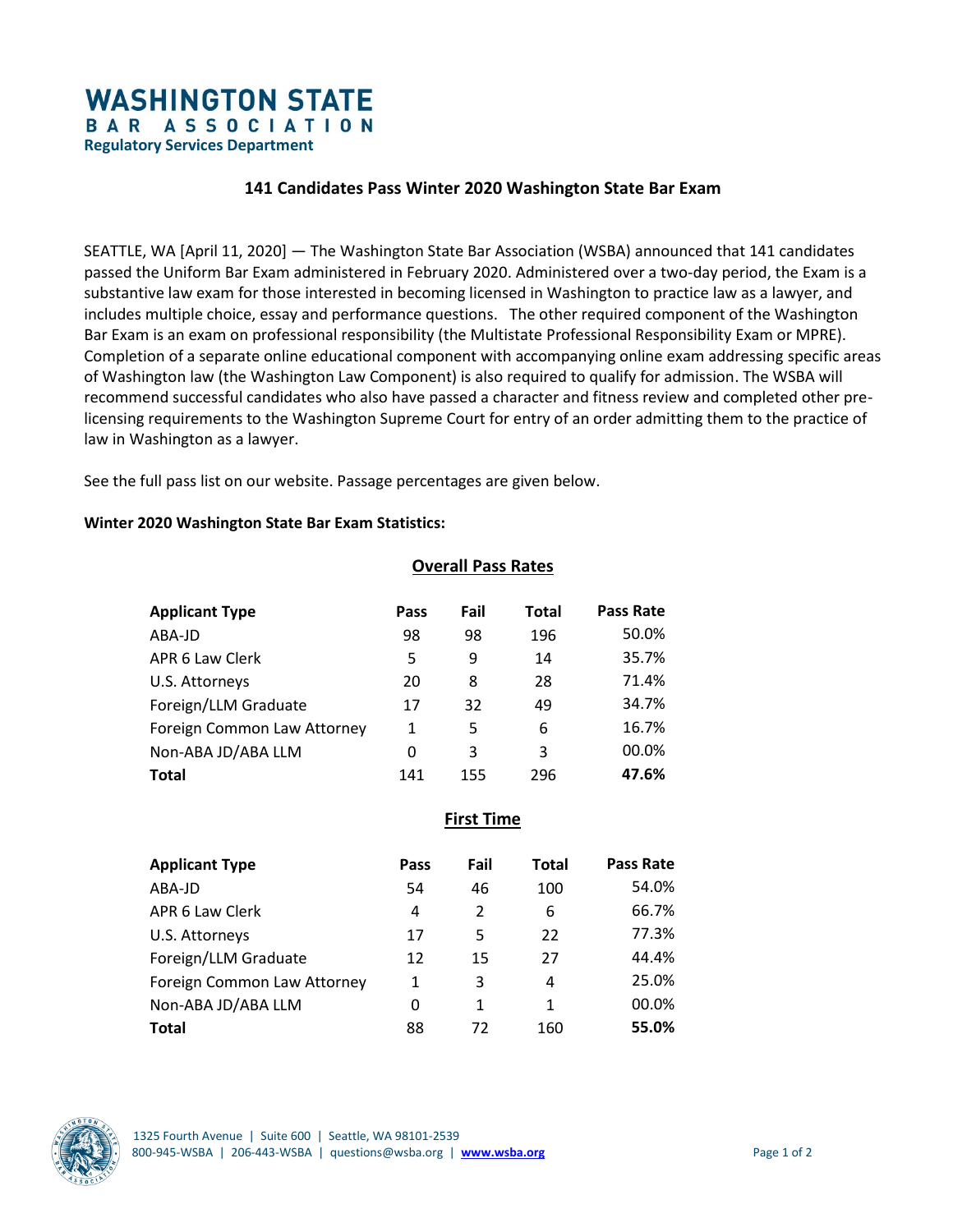**WASHINGTON STATE**
**BAR ASSOCIATION**
**Regulatory Services Department**

# 141 Candidates Pass Winter 2020 Washington State Bar Exam

SEATTLE, WA [April 11, 2020] — The Washington State Bar Association (WSBA) announced that 141 candidates passed the Uniform Bar Exam administered in February 2020. Administered over a two-day period, the Exam is a substantive law exam for those interested in becoming licensed in Washington to practice law as a lawyer, and includes multiple choice, essay and performance questions. The other required component of the Washington Bar Exam is an exam on professional responsibility (the Multistate Professional Responsibility Exam or MPRE). Completion of a separate online educational component with accompanying online exam addressing specific areas of Washington law (the Washington Law Component) is also required to qualify for admission. The WSBA will recommend successful candidates who also have passed a character and fitness review and completed other pre-licensing requirements to the Washington Supreme Court for entry of an order admitting them to the practice of law in Washington as a lawyer.

See the full pass list on our website. Passage percentages are given below.

**Winter 2020 Washington State Bar Exam Statistics:**

## Overall Pass Rates

| Applicant Type | Pass | Fail | Total | Pass Rate |
|---|---|---|---|---|
| ABA-JD | 98 | 98 | 196 | 50.0% |
| APR 6 Law Clerk | 5 | 9 | 14 | 35.7% |
| U.S. Attorneys | 20 | 8 | 28 | 71.4% |
| Foreign/LLM Graduate | 17 | 32 | 49 | 34.7% |
| Foreign Common Law Attorney | 1 | 5 | 6 | 16.7% |
| Non-ABA JD/ABA LLM | 0 | 3 | 3 | 00.0% |
| **Total** | 141 | 155 | 296 | **47.6%** |

## First Time

| Applicant Type | Pass | Fail | Total | Pass Rate |
|---|---|---|---|---|
| ABA-JD | 54 | 46 | 100 | 54.0% |
| APR 6 Law Clerk | 4 | 2 | 6 | 66.7% |
| U.S. Attorneys | 17 | 5 | 22 | 77.3% |
| Foreign/LLM Graduate | 12 | 15 | 27 | 44.4% |
| Foreign Common Law Attorney | 1 | 3 | 4 | 25.0% |
| Non-ABA JD/ABA LLM | 0 | 1 | 1 | 00.0% |
| **Total** | 88 | 72 | 160 | **55.0%** |

1325 Fourth Avenue | Suite 600 | Seattle, WA 98101-2539
800-945-WSBA | 206-443-WSBA | questions@wsba.org | **www.wsba.org**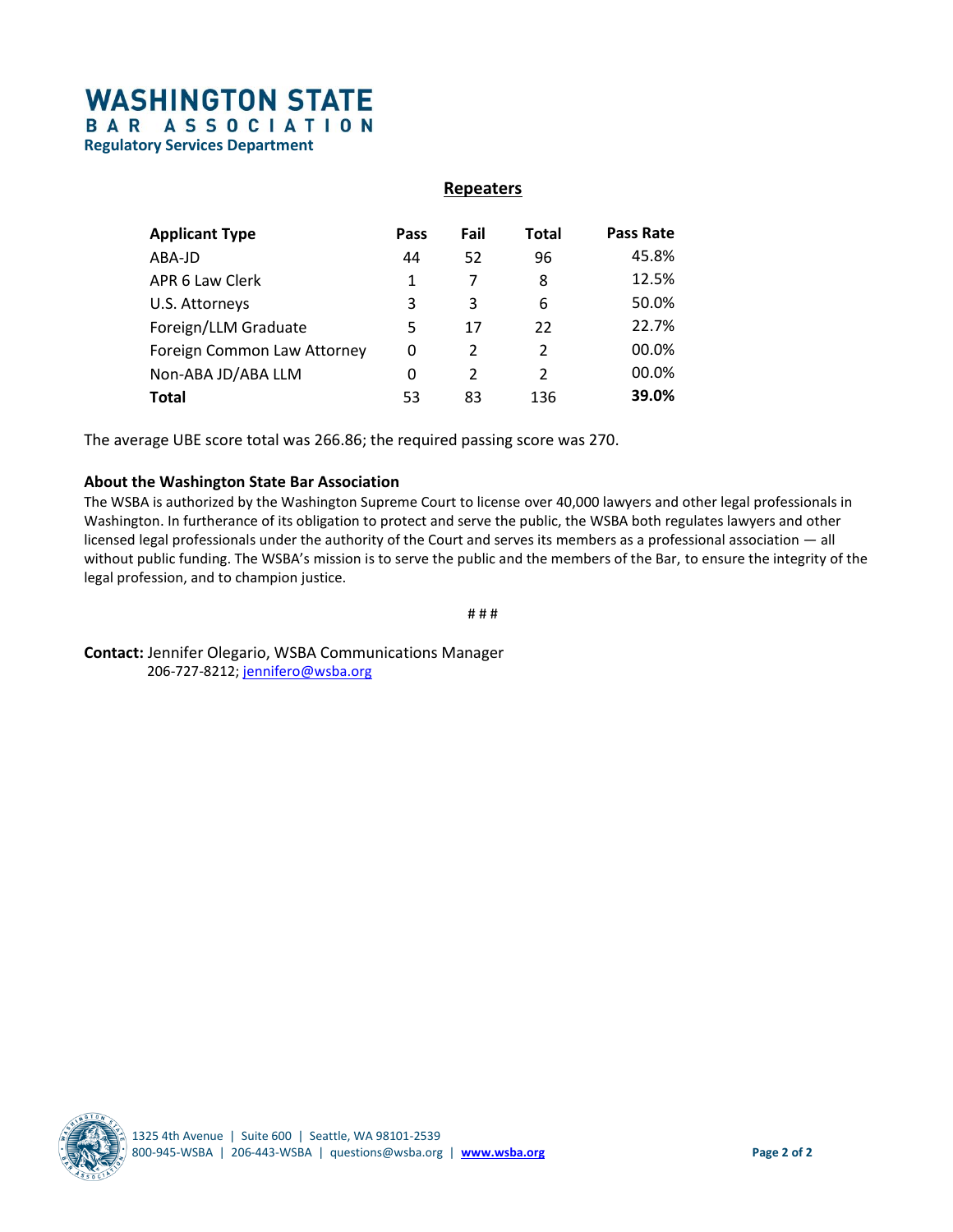**WASHINGTON STATE**
**BAR ASSOCIATION**
**Regulatory Services Department**

## Repeaters

| Applicant Type | Pass | Fail | Total | Pass Rate |
|---|---|---|---|---|
| ABA-JD | 44 | 52 | 96 | 45.8% |
| APR 6 Law Clerk | 1 | 7 | 8 | 12.5% |
| U.S. Attorneys | 3 | 3 | 6 | 50.0% |
| Foreign/LLM Graduate | 5 | 17 | 22 | 22.7% |
| Foreign Common Law Attorney | 0 | 2 | 2 | 00.0% |
| Non-ABA JD/ABA LLM | 0 | 2 | 2 | 00.0% |
| **Total** | 53 | 83 | 136 | **39.0%** |

The average UBE score total was 266.86; the required passing score was 270.

### About the Washington State Bar Association

The WSBA is authorized by the Washington Supreme Court to license over 40,000 lawyers and other legal professionals in Washington. In furtherance of its obligation to protect and serve the public, the WSBA both regulates lawyers and other licensed legal professionals under the authority of the Court and serves its members as a professional association — all without public funding. The WSBA's mission is to serve the public and the members of the Bar, to ensure the integrity of the legal profession, and to champion justice.

# # #

**Contact:** Jennifer Olegario, WSBA Communications Manager
206-727-8212; jennifero@wsba.org

1325 4th Avenue | Suite 600 | Seattle, WA 98101-2539
800-945-WSBA | 206-443-WSBA | questions@wsba.org | **www.wsba.org**